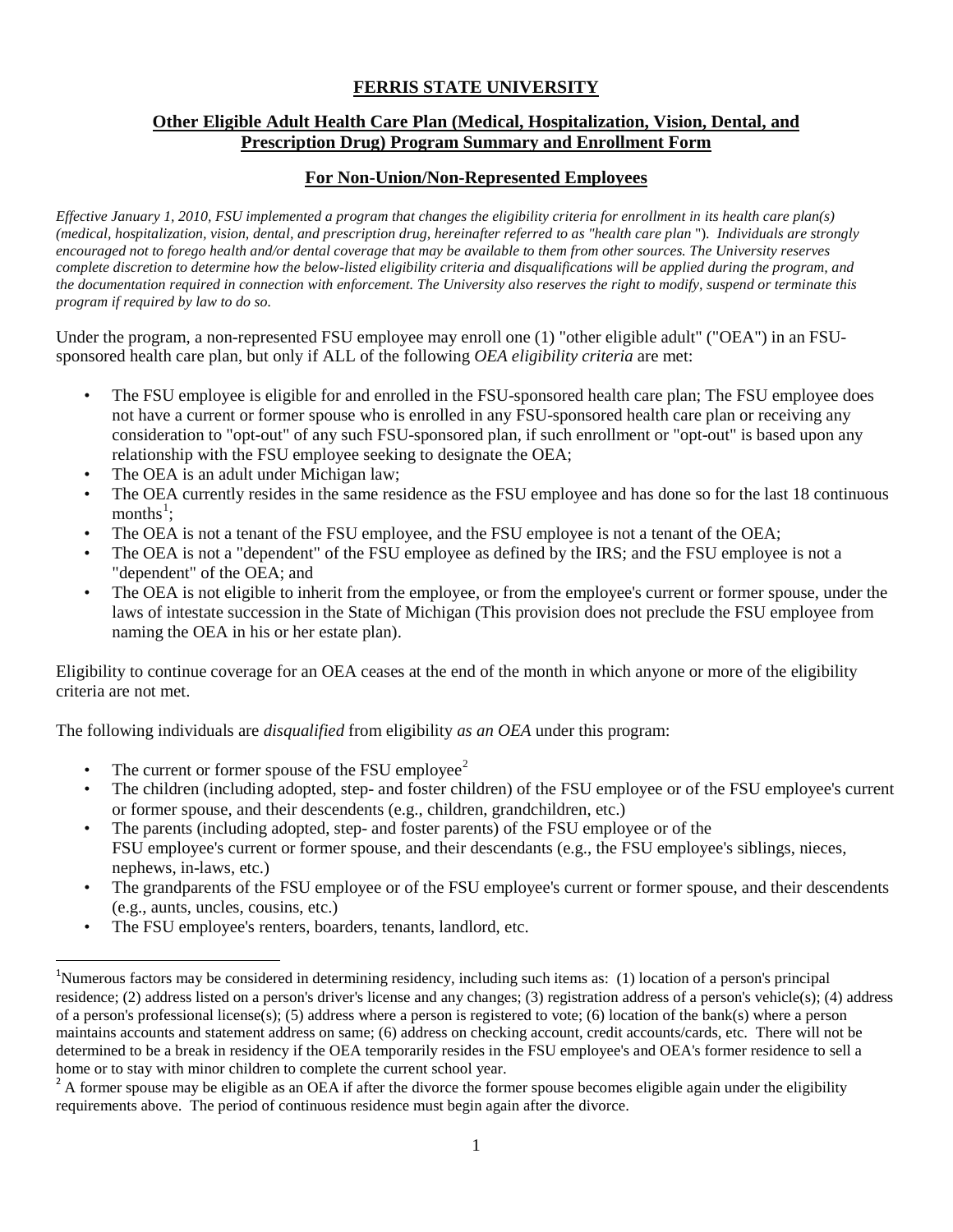# FERRIS STATE UNIVERSITY

## Other Eligible Adult Health Care Plan (Medical, Hospitalization, Vision, Dental, and Prescription Drug) Program Summary and Enrollment Form

### For Non-Union/Non-Represented Employees

*Effective January 1, 2010, FSU implemented a program that changes the eligibility criteria for enrollment in its health care plan(s) (medical, hospitalization, vision, dental, and prescription drug, hereinafter referred to as "health care plan "). Individuals are strongly encouraged not to forego health and/or dental coverage that may be available to them from other sources. The University reserves complete discretion to determine how the below-listed eligibility criteria and disqualifications will be applied during the program, and the documentation required in connection with enforcement. The University also reserves the right to modify, suspend or terminate this program if required by law to do so.*

Under the program, a non-represented FSU employee may enroll one (1) "other eligible adult" ("OEA") in an FSU-sponsored health care plan, but only if ALL of the following *OEA eligibility criteria* are met:

- The FSU employee is eligible for and enrolled in the FSU-sponsored health care plan; The FSU employee does not have a current or former spouse who is enrolled in any FSU-sponsored health care plan or receiving any consideration to "opt-out" of any such FSU-sponsored plan, if such enrollment or "opt-out" is based upon any relationship with the FSU employee seeking to designate the OEA;
- The OEA is an adult under Michigan law;
- The OEA currently resides in the same residence as the FSU employee and has done so for the last 18 continuous months[1];
- The OEA is not a tenant of the FSU employee, and the FSU employee is not a tenant of the OEA;
- The OEA is not a "dependent" of the FSU employee as defined by the IRS; and the FSU employee is not a "dependent" of the OEA; and
- The OEA is not eligible to inherit from the employee, or from the employee's current or former spouse, under the laws of intestate succession in the State of Michigan (This provision does not preclude the FSU employee from naming the OEA in his or her estate plan).

Eligibility to continue coverage for an OEA ceases at the end of the month in which anyone or more of the eligibility criteria are not met.

The following individuals are *disqualified* from eligibility *as an OEA* under this program:

- The current or former spouse of the FSU employee[2]
- The children (including adopted, step- and foster children) of the FSU employee or of the FSU employee's current or former spouse, and their descendents (e.g., children, grandchildren, etc.)
- The parents (including adopted, step- and foster parents) of the FSU employee or of the FSU employee's current or former spouse, and their descendants (e.g., the FSU employee's siblings, nieces, nephews, in-laws, etc.)
- The grandparents of the FSU employee or of the FSU employee's current or former spouse, and their descendents (e.g., aunts, uncles, cousins, etc.)
- The FSU employee's renters, boarders, tenants, landlord, etc.

---

[1] Numerous factors may be considered in determining residency, including such items as: (1) location of a person's principal residence; (2) address listed on a person's driver's license and any changes; (3) registration address of a person's vehicle(s); (4) address of a person's professional license(s); (5) address where a person is registered to vote; (6) location of the bank(s) where a person maintains accounts and statement address on same; (6) address on checking account, credit accounts/cards, etc. There will not be determined to be a break in residency if the OEA temporarily resides in the FSU employee's and OEA's former residence to sell a home or to stay with minor children to complete the current school year.

[2] A former spouse may be eligible as an OEA if after the divorce the former spouse becomes eligible again under the eligibility requirements above. The period of continuous residence must begin again after the divorce.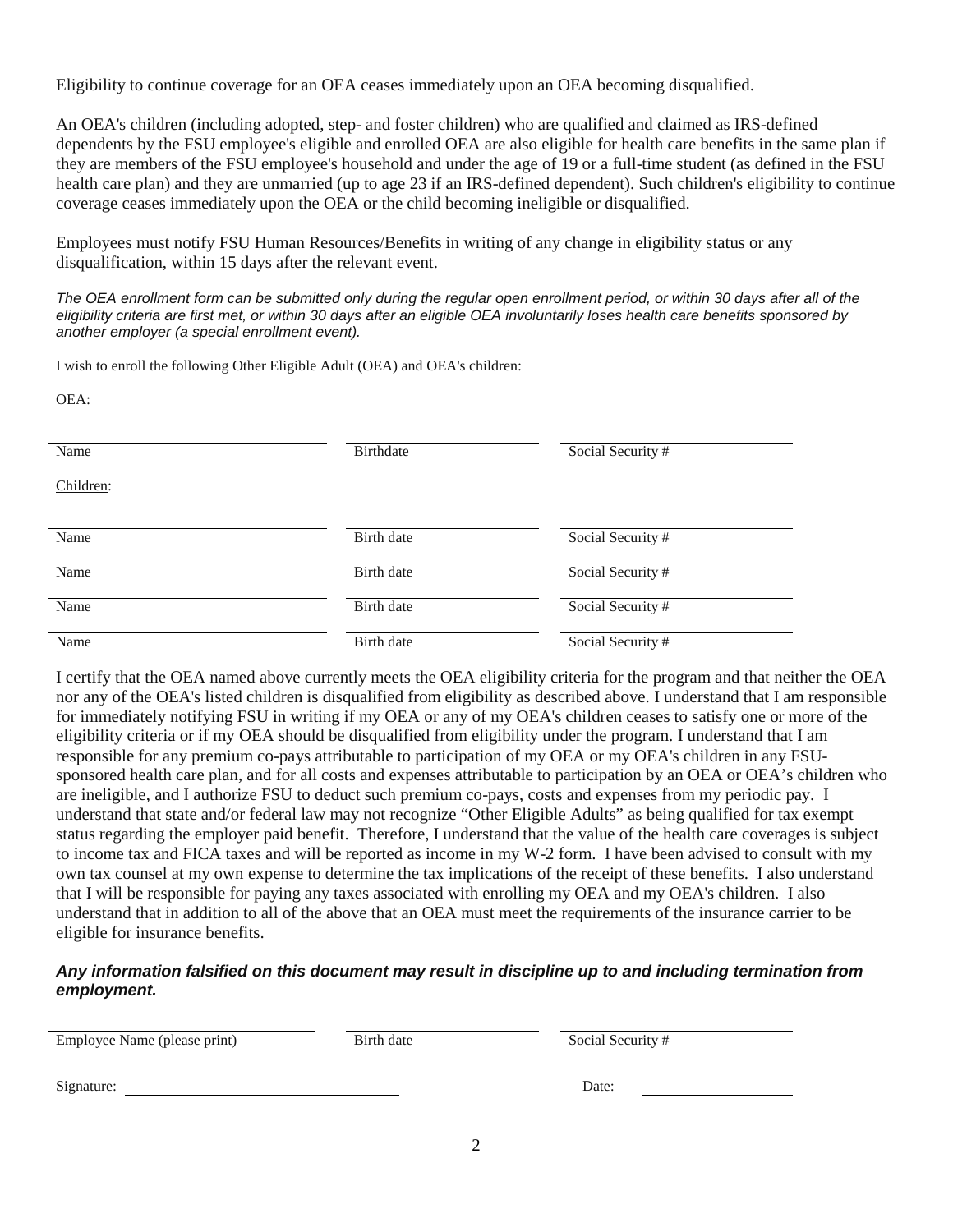Eligibility to continue coverage for an OEA ceases immediately upon an OEA becoming disqualified.

An OEA's children (including adopted, step- and foster children) who are qualified and claimed as IRS-defined dependents by the FSU employee's eligible and enrolled OEA are also eligible for health care benefits in the same plan if they are members of the FSU employee's household and under the age of 19 or a full-time student (as defined in the FSU health care plan) and they are unmarried (up to age 23 if an IRS-defined dependent). Such children's eligibility to continue coverage ceases immediately upon the OEA or the child becoming ineligible or disqualified.

Employees must notify FSU Human Resources/Benefits in writing of any change in eligibility status or any disqualification, within 15 days after the relevant event.

*The OEA enrollment form can be submitted only during the regular open enrollment period, or within 30 days after all of the eligibility criteria are first met, or within 30 days after an eligible OEA involuntarily loses health care benefits sponsored by another employer (a special enrollment event).*

I wish to enroll the following Other Eligible Adult (OEA) and OEA's children:

OEA:

| | | |
|---|---|---|
| Name | Birthdate | Social Security # |

Children:

| | | |
|---|---|---|
| Name | Birth date | Social Security # |
| Name | Birth date | Social Security # |
| Name | Birth date | Social Security # |
| Name | Birth date | Social Security # |

I certify that the OEA named above currently meets the OEA eligibility criteria for the program and that neither the OEA nor any of the OEA's listed children is disqualified from eligibility as described above. I understand that I am responsible for immediately notifying FSU in writing if my OEA or any of my OEA's children ceases to satisfy one or more of the eligibility criteria or if my OEA should be disqualified from eligibility under the program. I understand that I am responsible for any premium co-pays attributable to participation of my OEA or my OEA's children in any FSU-sponsored health care plan, and for all costs and expenses attributable to participation by an OEA or OEA's children who are ineligible, and I authorize FSU to deduct such premium co-pays, costs and expenses from my periodic pay. I understand that state and/or federal law may not recognize "Other Eligible Adults" as being qualified for tax exempt status regarding the employer paid benefit. Therefore, I understand that the value of the health care coverages is subject to income tax and FICA taxes and will be reported as income in my W-2 form. I have been advised to consult with my own tax counsel at my own expense to determine the tax implications of the receipt of these benefits. I also understand that I will be responsible for paying any taxes associated with enrolling my OEA and my OEA's children. I also understand that in addition to all of the above that an OEA must meet the requirements of the insurance carrier to be eligible for insurance benefits.

***Any information falsified on this document may result in discipline up to and including termination from employment.***

| | | |
|---|---|---|
| Employee Name (please print) | Birth date | Social Security # |

Signature: ______________________ Date: ______________